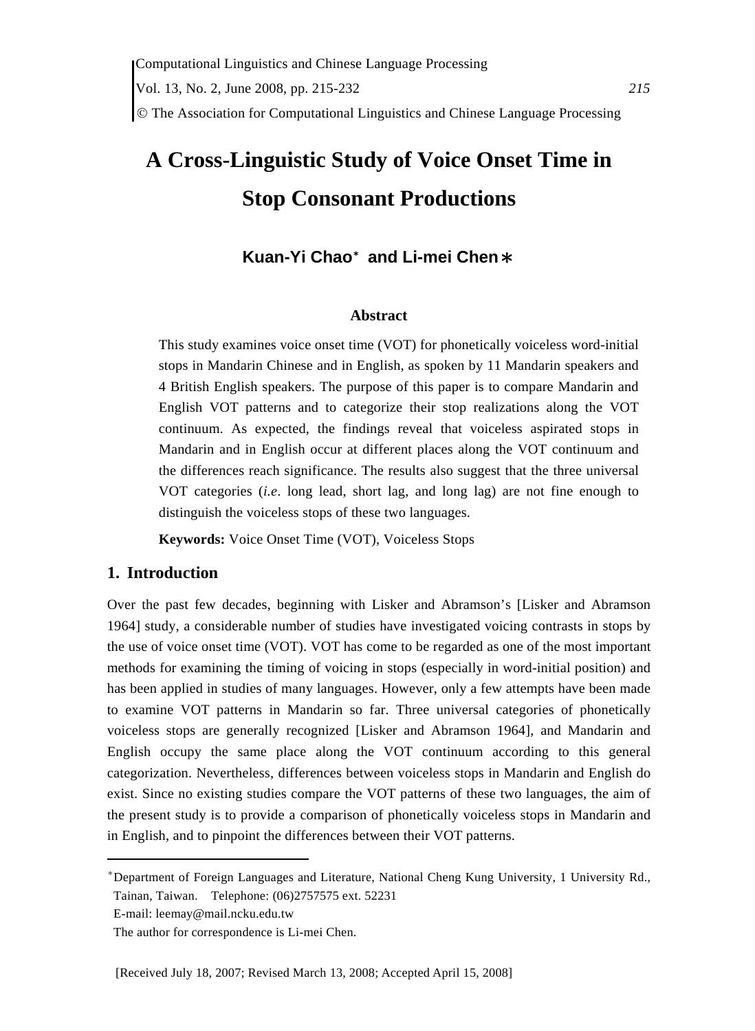# A Cross-Linguistic Study of Voice Onset Time in Stop Consonant Productions

**Kuan-Yi Chao[*] and Li-mei Chen[*]**

### Abstract

This study examines voice onset time (VOT) for phonetically voiceless word-initial stops in Mandarin Chinese and in English, as spoken by 11 Mandarin speakers and 4 British English speakers. The purpose of this paper is to compare Mandarin and English VOT patterns and to categorize their stop realizations along the VOT continuum. As expected, the findings reveal that voiceless aspirated stops in Mandarin and in English occur at different places along the VOT continuum and the differences reach significance. The results also suggest that the three universal VOT categories (*i.e*. long lead, short lag, and long lag) are not fine enough to distinguish the voiceless stops of these two languages.

**Keywords:** Voice Onset Time (VOT), Voiceless Stops

## 1. Introduction

Over the past few decades, beginning with Lisker and Abramson's [Lisker and Abramson 1964] study, a considerable number of studies have investigated voicing contrasts in stops by the use of voice onset time (VOT). VOT has come to be regarded as one of the most important methods for examining the timing of voicing in stops (especially in word-initial position) and has been applied in studies of many languages. However, only a few attempts have been made to examine VOT patterns in Mandarin so far. Three universal categories of phonetically voiceless stops are generally recognized [Lisker and Abramson 1964], and Mandarin and English occupy the same place along the VOT continuum according to this general categorization. Nevertheless, differences between voiceless stops in Mandarin and English do exist. Since no existing studies compare the VOT patterns of these two languages, the aim of the present study is to provide a comparison of phonetically voiceless stops in Mandarin and in English, and to pinpoint the differences between their VOT patterns.

---

[*] Department of Foreign Languages and Literature, National Cheng Kung University, 1 University Rd., Tainan, Taiwan. Telephone: (06)2757575 ext. 52231
E-mail: leemay@mail.ncku.edu.tw
The author for correspondence is Li-mei Chen.

[Received July 18, 2007; Revised March 13, 2008; Accepted April 15, 2008]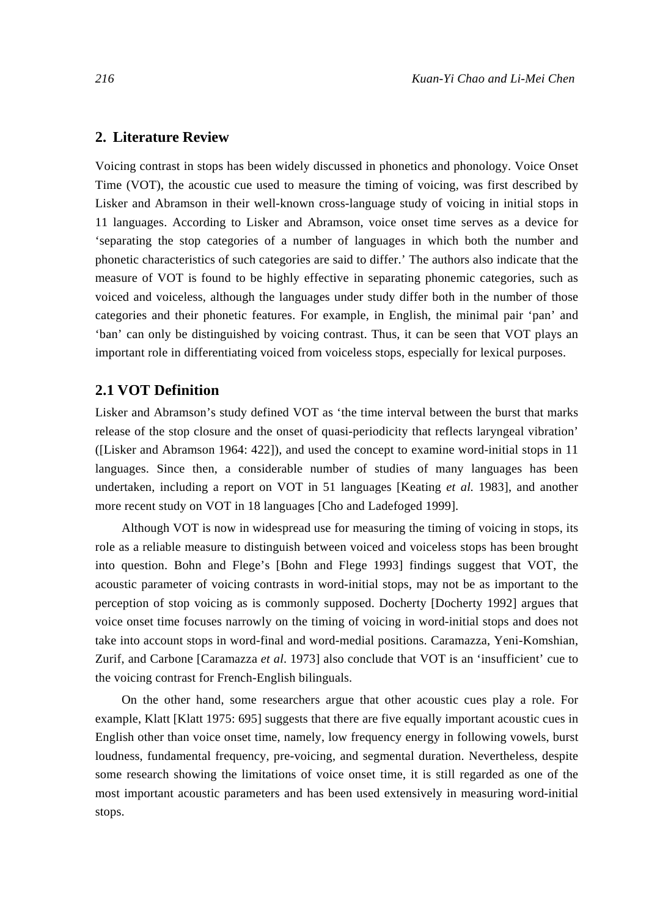## 2. Literature Review

Voicing contrast in stops has been widely discussed in phonetics and phonology. Voice Onset Time (VOT), the acoustic cue used to measure the timing of voicing, was first described by Lisker and Abramson in their well-known cross-language study of voicing in initial stops in 11 languages. According to Lisker and Abramson, voice onset time serves as a device for 'separating the stop categories of a number of languages in which both the number and phonetic characteristics of such categories are said to differ.' The authors also indicate that the measure of VOT is found to be highly effective in separating phonemic categories, such as voiced and voiceless, although the languages under study differ both in the number of those categories and their phonetic features. For example, in English, the minimal pair 'pan' and 'ban' can only be distinguished by voicing contrast. Thus, it can be seen that VOT plays an important role in differentiating voiced from voiceless stops, especially for lexical purposes.

### 2.1 VOT Definition

Lisker and Abramson's study defined VOT as 'the time interval between the burst that marks release of the stop closure and the onset of quasi-periodicity that reflects laryngeal vibration' ([Lisker and Abramson 1964: 422]), and used the concept to examine word-initial stops in 11 languages. Since then, a considerable number of studies of many languages has been undertaken, including a report on VOT in 51 languages [Keating *et al.* 1983], and another more recent study on VOT in 18 languages [Cho and Ladefoged 1999].

Although VOT is now in widespread use for measuring the timing of voicing in stops, its role as a reliable measure to distinguish between voiced and voiceless stops has been brought into question. Bohn and Flege's [Bohn and Flege 1993] findings suggest that VOT, the acoustic parameter of voicing contrasts in word-initial stops, may not be as important to the perception of stop voicing as is commonly supposed. Docherty [Docherty 1992] argues that voice onset time focuses narrowly on the timing of voicing in word-initial stops and does not take into account stops in word-final and word-medial positions. Caramazza, Yeni-Komshian, Zurif, and Carbone [Caramazza *et al*. 1973] also conclude that VOT is an 'insufficient' cue to the voicing contrast for French-English bilinguals.

On the other hand, some researchers argue that other acoustic cues play a role. For example, Klatt [Klatt 1975: 695] suggests that there are five equally important acoustic cues in English other than voice onset time, namely, low frequency energy in following vowels, burst loudness, fundamental frequency, pre-voicing, and segmental duration. Nevertheless, despite some research showing the limitations of voice onset time, it is still regarded as one of the most important acoustic parameters and has been used extensively in measuring word-initial stops.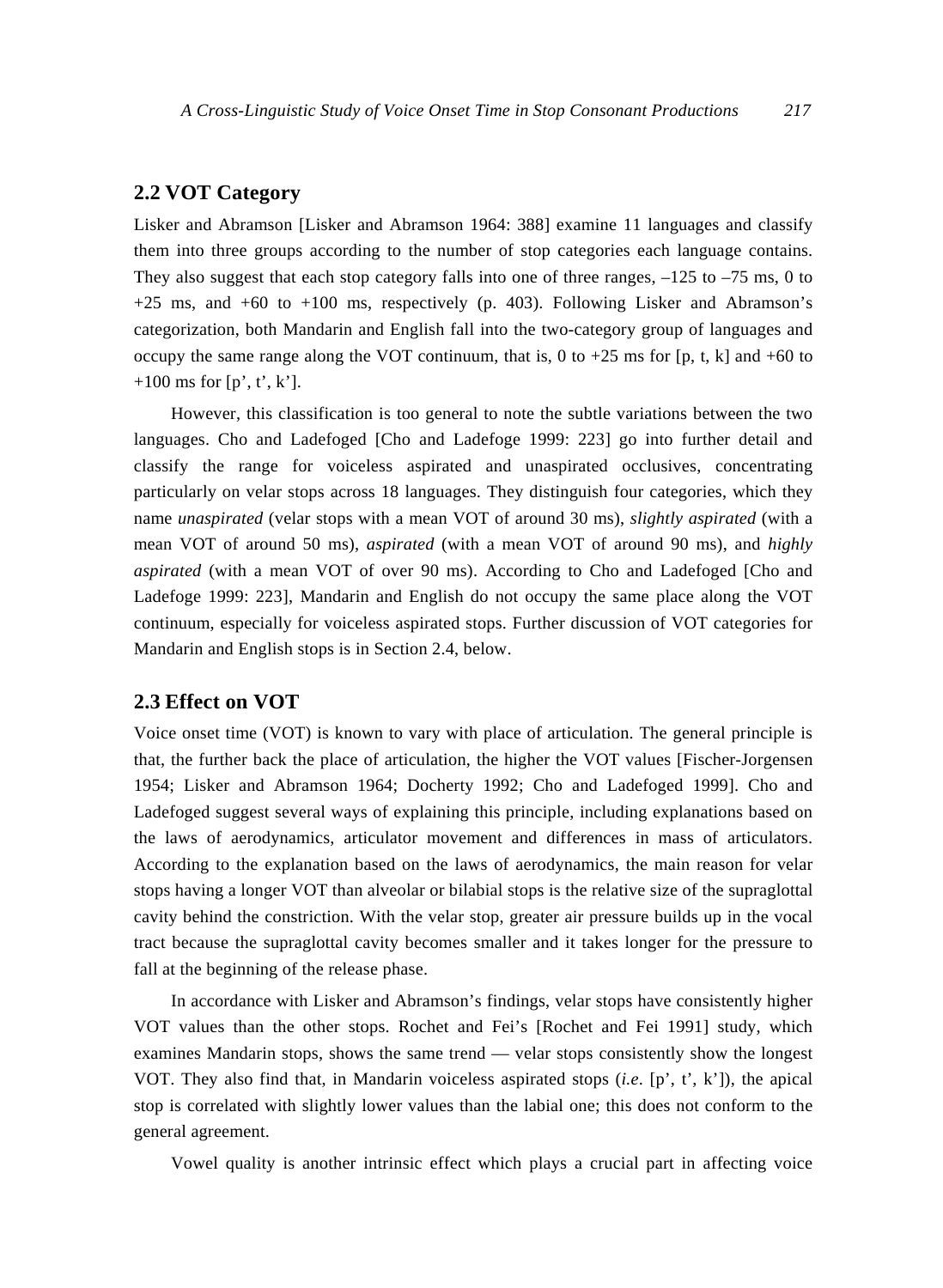## 2.2 VOT Category

Lisker and Abramson [Lisker and Abramson 1964: 388] examine 11 languages and classify them into three groups according to the number of stop categories each language contains. They also suggest that each stop category falls into one of three ranges, –125 to –75 ms, 0 to +25 ms, and +60 to +100 ms, respectively (p. 403). Following Lisker and Abramson's categorization, both Mandarin and English fall into the two-category group of languages and occupy the same range along the VOT continuum, that is, 0 to +25 ms for [p, t, k] and +60 to +100 ms for [p', t', k'].

However, this classification is too general to note the subtle variations between the two languages. Cho and Ladefoged [Cho and Ladefoge 1999: 223] go into further detail and classify the range for voiceless aspirated and unaspirated occlusives, concentrating particularly on velar stops across 18 languages. They distinguish four categories, which they name *unaspirated* (velar stops with a mean VOT of around 30 ms), *slightly aspirated* (with a mean VOT of around 50 ms), *aspirated* (with a mean VOT of around 90 ms), and *highly aspirated* (with a mean VOT of over 90 ms). According to Cho and Ladefoged [Cho and Ladefoge 1999: 223], Mandarin and English do not occupy the same place along the VOT continuum, especially for voiceless aspirated stops. Further discussion of VOT categories for Mandarin and English stops is in Section 2.4, below.

## 2.3 Effect on VOT

Voice onset time (VOT) is known to vary with place of articulation. The general principle is that, the further back the place of articulation, the higher the VOT values [Fischer-Jorgensen 1954; Lisker and Abramson 1964; Docherty 1992; Cho and Ladefoged 1999]. Cho and Ladefoged suggest several ways of explaining this principle, including explanations based on the laws of aerodynamics, articulator movement and differences in mass of articulators. According to the explanation based on the laws of aerodynamics, the main reason for velar stops having a longer VOT than alveolar or bilabial stops is the relative size of the supraglottal cavity behind the constriction. With the velar stop, greater air pressure builds up in the vocal tract because the supraglottal cavity becomes smaller and it takes longer for the pressure to fall at the beginning of the release phase.

In accordance with Lisker and Abramson's findings, velar stops have consistently higher VOT values than the other stops. Rochet and Fei's [Rochet and Fei 1991] study, which examines Mandarin stops, shows the same trend — velar stops consistently show the longest VOT. They also find that, in Mandarin voiceless aspirated stops (*i.e*. [p', t', k']), the apical stop is correlated with slightly lower values than the labial one; this does not conform to the general agreement.

Vowel quality is another intrinsic effect which plays a crucial part in affecting voice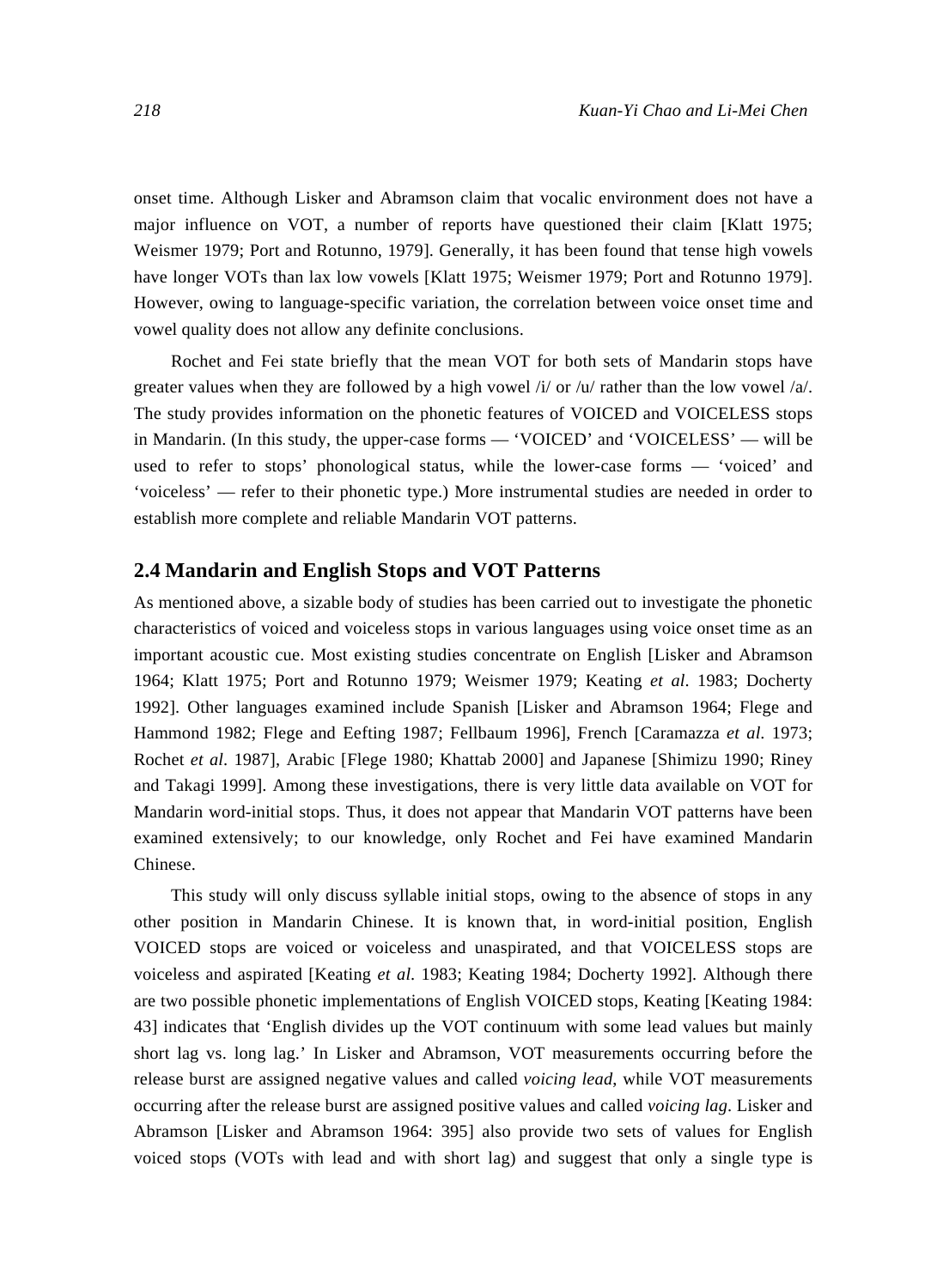onset time. Although Lisker and Abramson claim that vocalic environment does not have a major influence on VOT, a number of reports have questioned their claim [Klatt 1975; Weismer 1979; Port and Rotunno, 1979]. Generally, it has been found that tense high vowels have longer VOTs than lax low vowels [Klatt 1975; Weismer 1979; Port and Rotunno 1979]. However, owing to language-specific variation, the correlation between voice onset time and vowel quality does not allow any definite conclusions.

Rochet and Fei state briefly that the mean VOT for both sets of Mandarin stops have greater values when they are followed by a high vowel /i/ or /u/ rather than the low vowel /a/. The study provides information on the phonetic features of VOICED and VOICELESS stops in Mandarin. (In this study, the upper-case forms — 'VOICED' and 'VOICELESS' — will be used to refer to stops' phonological status, while the lower-case forms — 'voiced' and 'voiceless' — refer to their phonetic type.) More instrumental studies are needed in order to establish more complete and reliable Mandarin VOT patterns.

## 2.4 Mandarin and English Stops and VOT Patterns

As mentioned above, a sizable body of studies has been carried out to investigate the phonetic characteristics of voiced and voiceless stops in various languages using voice onset time as an important acoustic cue. Most existing studies concentrate on English [Lisker and Abramson 1964; Klatt 1975; Port and Rotunno 1979; Weismer 1979; Keating *et al*. 1983; Docherty 1992]. Other languages examined include Spanish [Lisker and Abramson 1964; Flege and Hammond 1982; Flege and Eefting 1987; Fellbaum 1996], French [Caramazza *et al.* 1973; Rochet *et al*. 1987], Arabic [Flege 1980; Khattab 2000] and Japanese [Shimizu 1990; Riney and Takagi 1999]. Among these investigations, there is very little data available on VOT for Mandarin word-initial stops. Thus, it does not appear that Mandarin VOT patterns have been examined extensively; to our knowledge, only Rochet and Fei have examined Mandarin Chinese.

This study will only discuss syllable initial stops, owing to the absence of stops in any other position in Mandarin Chinese. It is known that, in word-initial position, English VOICED stops are voiced or voiceless and unaspirated, and that VOICELESS stops are voiceless and aspirated [Keating *et al.* 1983; Keating 1984; Docherty 1992]. Although there are two possible phonetic implementations of English VOICED stops, Keating [Keating 1984: 43] indicates that 'English divides up the VOT continuum with some lead values but mainly short lag vs. long lag.' In Lisker and Abramson, VOT measurements occurring before the release burst are assigned negative values and called *voicing lead*, while VOT measurements occurring after the release burst are assigned positive values and called *voicing lag*. Lisker and Abramson [Lisker and Abramson 1964: 395] also provide two sets of values for English voiced stops (VOTs with lead and with short lag) and suggest that only a single type is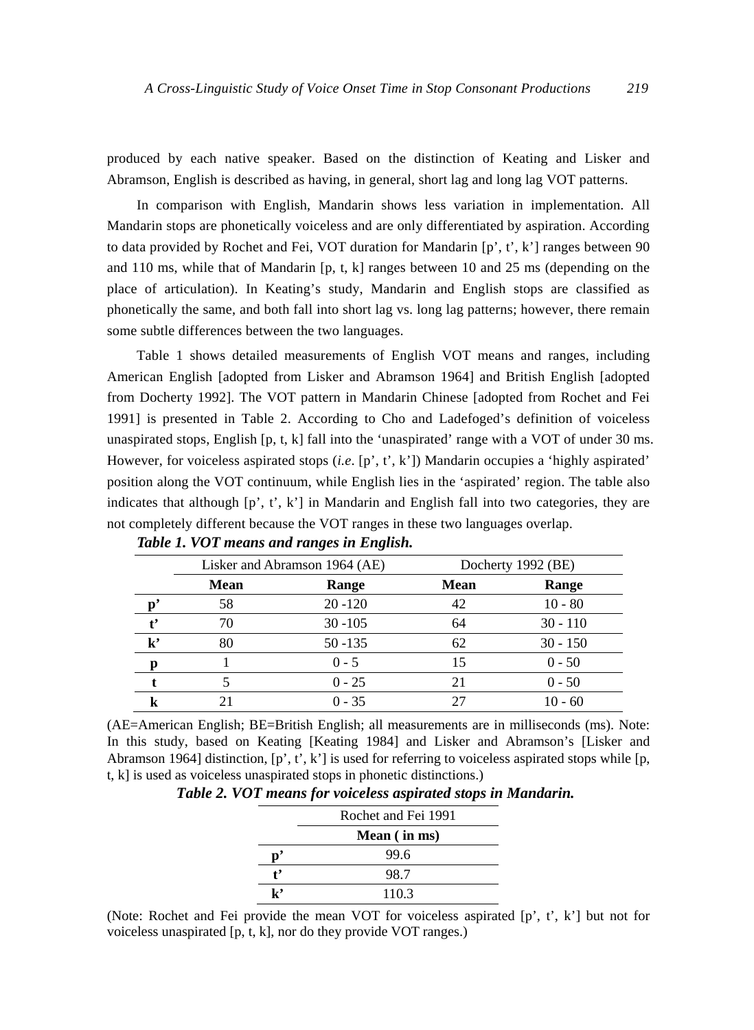produced by each native speaker. Based on the distinction of Keating and Lisker and Abramson, English is described as having, in general, short lag and long lag VOT patterns.

In comparison with English, Mandarin shows less variation in implementation. All Mandarin stops are phonetically voiceless and are only differentiated by aspiration. According to data provided by Rochet and Fei, VOT duration for Mandarin [p', t', k'] ranges between 90 and 110 ms, while that of Mandarin [p, t, k] ranges between 10 and 25 ms (depending on the place of articulation). In Keating's study, Mandarin and English stops are classified as phonetically the same, and both fall into short lag vs. long lag patterns; however, there remain some subtle differences between the two languages.

Table 1 shows detailed measurements of English VOT means and ranges, including American English [adopted from Lisker and Abramson 1964] and British English [adopted from Docherty 1992]. The VOT pattern in Mandarin Chinese [adopted from Rochet and Fei 1991] is presented in Table 2. According to Cho and Ladefoged's definition of voiceless unaspirated stops, English [p, t, k] fall into the 'unaspirated' range with a VOT of under 30 ms. However, for voiceless aspirated stops (*i.e*. [p', t', k']) Mandarin occupies a 'highly aspirated' position along the VOT continuum, while English lies in the 'aspirated' region. The table also indicates that although [p', t', k'] in Mandarin and English fall into two categories, they are not completely different because the VOT ranges in these two languages overlap.

***Table 1. VOT means and ranges in English.***

| | Lisker and Abramson 1964 (AE) | | Docherty 1992 (BE) | |
|---|---|---|---|---|
| | **Mean** | **Range** | **Mean** | **Range** |
| **p'** | 58 | 20 -120 | 42 | 10 - 80 |
| **t'** | 70 | 30 -105 | 64 | 30 - 110 |
| **k'** | 80 | 50 -135 | 62 | 30 - 150 |
| **p** | 1 | 0 - 5 | 15 | 0 - 50 |
| **t** | 5 | 0 - 25 | 21 | 0 - 50 |
| **k** | 21 | 0 - 35 | 27 | 10 - 60 |

(AE=American English; BE=British English; all measurements are in milliseconds (ms). Note: In this study, based on Keating [Keating 1984] and Lisker and Abramson's [Lisker and Abramson 1964] distinction, [p', t', k'] is used for referring to voiceless aspirated stops while [p, t, k] is used as voiceless unaspirated stops in phonetic distinctions.)

***Table 2. VOT means for voiceless aspirated stops in Mandarin.***

| | Rochet and Fei 1991 |
|---|---|
| | **Mean ( in ms)** |
| **p'** | 99.6 |
| **t'** | 98.7 |
| **k'** | 110.3 |

(Note: Rochet and Fei provide the mean VOT for voiceless aspirated [p', t', k'] but not for voiceless unaspirated [p, t, k], nor do they provide VOT ranges.)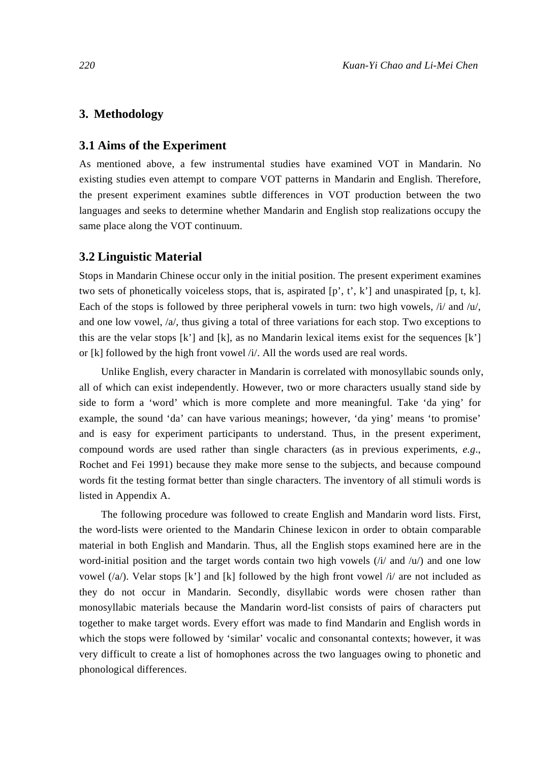## 3. Methodology

### 3.1 Aims of the Experiment

As mentioned above, a few instrumental studies have examined VOT in Mandarin. No existing studies even attempt to compare VOT patterns in Mandarin and English. Therefore, the present experiment examines subtle differences in VOT production between the two languages and seeks to determine whether Mandarin and English stop realizations occupy the same place along the VOT continuum.

### 3.2 Linguistic Material

Stops in Mandarin Chinese occur only in the initial position. The present experiment examines two sets of phonetically voiceless stops, that is, aspirated [p', t', k'] and unaspirated [p, t, k]. Each of the stops is followed by three peripheral vowels in turn: two high vowels, /i/ and /u/, and one low vowel, /a/, thus giving a total of three variations for each stop. Two exceptions to this are the velar stops [k'] and [k], as no Mandarin lexical items exist for the sequences [k'] or [k] followed by the high front vowel /i/. All the words used are real words.

Unlike English, every character in Mandarin is correlated with monosyllabic sounds only, all of which can exist independently. However, two or more characters usually stand side by side to form a 'word' which is more complete and more meaningful. Take 'da ying' for example, the sound 'da' can have various meanings; however, 'da ying' means 'to promise' and is easy for experiment participants to understand. Thus, in the present experiment, compound words are used rather than single characters (as in previous experiments, *e.g*., Rochet and Fei 1991) because they make more sense to the subjects, and because compound words fit the testing format better than single characters. The inventory of all stimuli words is listed in Appendix A.

The following procedure was followed to create English and Mandarin word lists. First, the word-lists were oriented to the Mandarin Chinese lexicon in order to obtain comparable material in both English and Mandarin. Thus, all the English stops examined here are in the word-initial position and the target words contain two high vowels (/i/ and /u/) and one low vowel (/a/). Velar stops [k'] and [k] followed by the high front vowel /i/ are not included as they do not occur in Mandarin. Secondly, disyllabic words were chosen rather than monosyllabic materials because the Mandarin word-list consists of pairs of characters put together to make target words. Every effort was made to find Mandarin and English words in which the stops were followed by 'similar' vocalic and consonantal contexts; however, it was very difficult to create a list of homophones across the two languages owing to phonetic and phonological differences.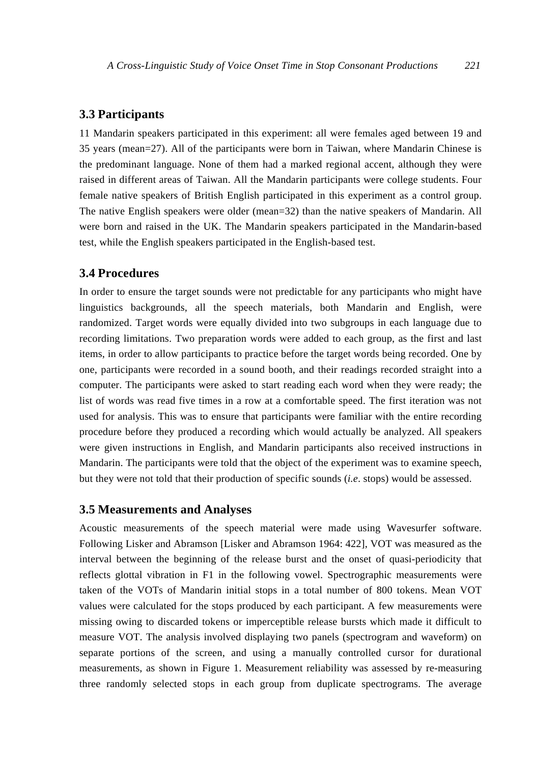### 3.3 Participants

11 Mandarin speakers participated in this experiment: all were females aged between 19 and 35 years (mean=27). All of the participants were born in Taiwan, where Mandarin Chinese is the predominant language. None of them had a marked regional accent, although they were raised in different areas of Taiwan. All the Mandarin participants were college students. Four female native speakers of British English participated in this experiment as a control group. The native English speakers were older (mean=32) than the native speakers of Mandarin. All were born and raised in the UK. The Mandarin speakers participated in the Mandarin-based test, while the English speakers participated in the English-based test.

### 3.4 Procedures

In order to ensure the target sounds were not predictable for any participants who might have linguistics backgrounds, all the speech materials, both Mandarin and English, were randomized. Target words were equally divided into two subgroups in each language due to recording limitations. Two preparation words were added to each group, as the first and last items, in order to allow participants to practice before the target words being recorded. One by one, participants were recorded in a sound booth, and their readings recorded straight into a computer. The participants were asked to start reading each word when they were ready; the list of words was read five times in a row at a comfortable speed. The first iteration was not used for analysis. This was to ensure that participants were familiar with the entire recording procedure before they produced a recording which would actually be analyzed. All speakers were given instructions in English, and Mandarin participants also received instructions in Mandarin. The participants were told that the object of the experiment was to examine speech, but they were not told that their production of specific sounds (*i.e*. stops) would be assessed.

### 3.5 Measurements and Analyses

Acoustic measurements of the speech material were made using Wavesurfer software. Following Lisker and Abramson [Lisker and Abramson 1964: 422], VOT was measured as the interval between the beginning of the release burst and the onset of quasi-periodicity that reflects glottal vibration in F1 in the following vowel. Spectrographic measurements were taken of the VOTs of Mandarin initial stops in a total number of 800 tokens. Mean VOT values were calculated for the stops produced by each participant. A few measurements were missing owing to discarded tokens or imperceptible release bursts which made it difficult to measure VOT. The analysis involved displaying two panels (spectrogram and waveform) on separate portions of the screen, and using a manually controlled cursor for durational measurements, as shown in Figure 1. Measurement reliability was assessed by re-measuring three randomly selected stops in each group from duplicate spectrograms. The average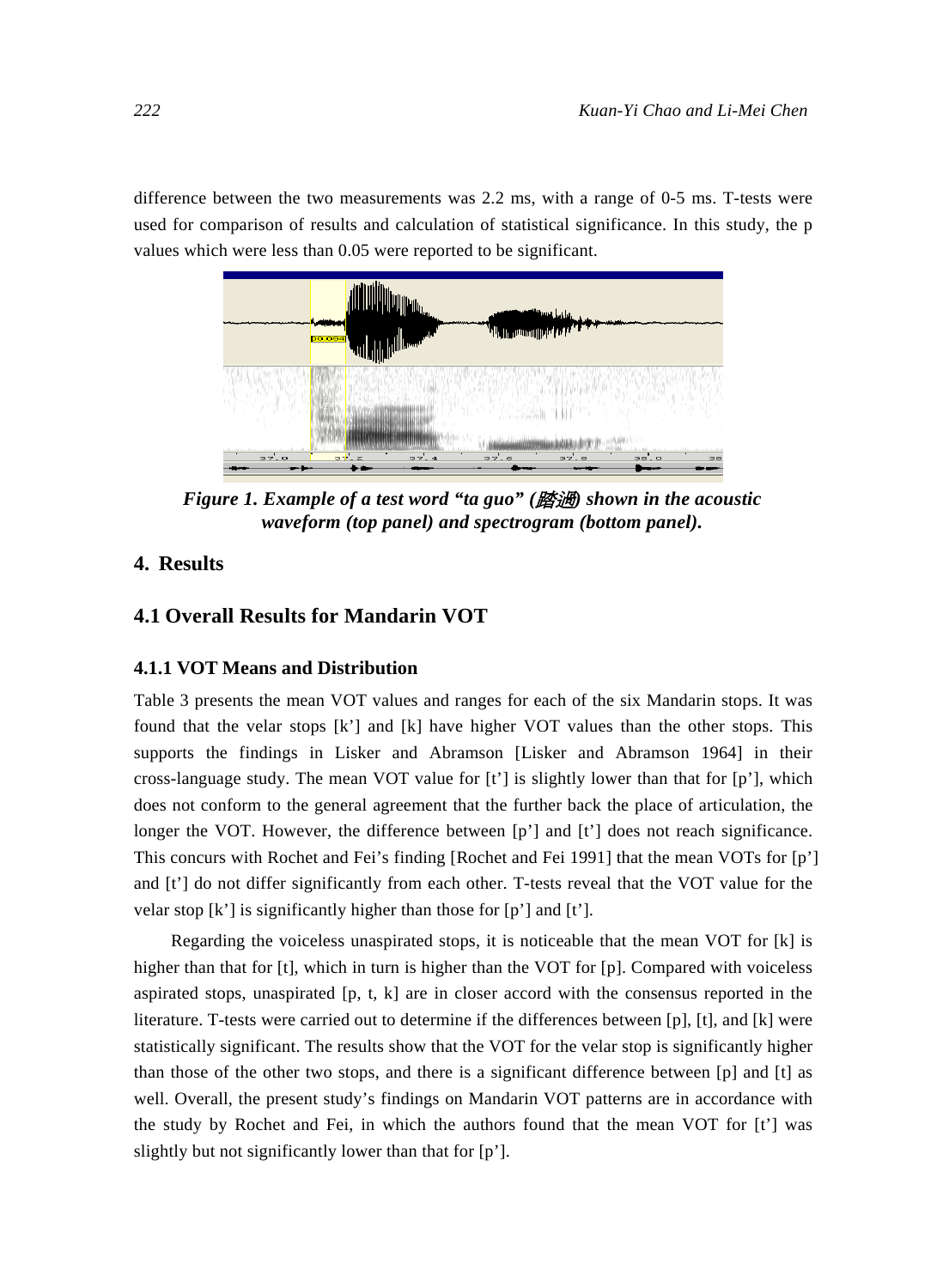difference between the two measurements was 2.2 ms, with a range of 0-5 ms. T-tests were used for comparison of results and calculation of statistical significance. In this study, the p values which were less than 0.05 were reported to be significant.

***Figure 1. Example of a test word "ta guo" (踏過) shown in the acoustic waveform (top panel) and spectrogram (bottom panel).***

## 4. Results

### 4.1 Overall Results for Mandarin VOT

#### 4.1.1 VOT Means and Distribution

Table 3 presents the mean VOT values and ranges for each of the six Mandarin stops. It was found that the velar stops [k'] and [k] have higher VOT values than the other stops. This supports the findings in Lisker and Abramson [Lisker and Abramson 1964] in their cross-language study. The mean VOT value for [t'] is slightly lower than that for [p'], which does not conform to the general agreement that the further back the place of articulation, the longer the VOT. However, the difference between [p'] and [t'] does not reach significance. This concurs with Rochet and Fei's finding [Rochet and Fei 1991] that the mean VOTs for [p'] and [t'] do not differ significantly from each other. T-tests reveal that the VOT value for the velar stop [k'] is significantly higher than those for [p'] and [t'].

Regarding the voiceless unaspirated stops, it is noticeable that the mean VOT for [k] is higher than that for [t], which in turn is higher than the VOT for [p]. Compared with voiceless aspirated stops, unaspirated [p, t, k] are in closer accord with the consensus reported in the literature. T-tests were carried out to determine if the differences between [p], [t], and [k] were statistically significant. The results show that the VOT for the velar stop is significantly higher than those of the other two stops, and there is a significant difference between [p] and [t] as well. Overall, the present study's findings on Mandarin VOT patterns are in accordance with the study by Rochet and Fei, in which the authors found that the mean VOT for [t'] was slightly but not significantly lower than that for [p'].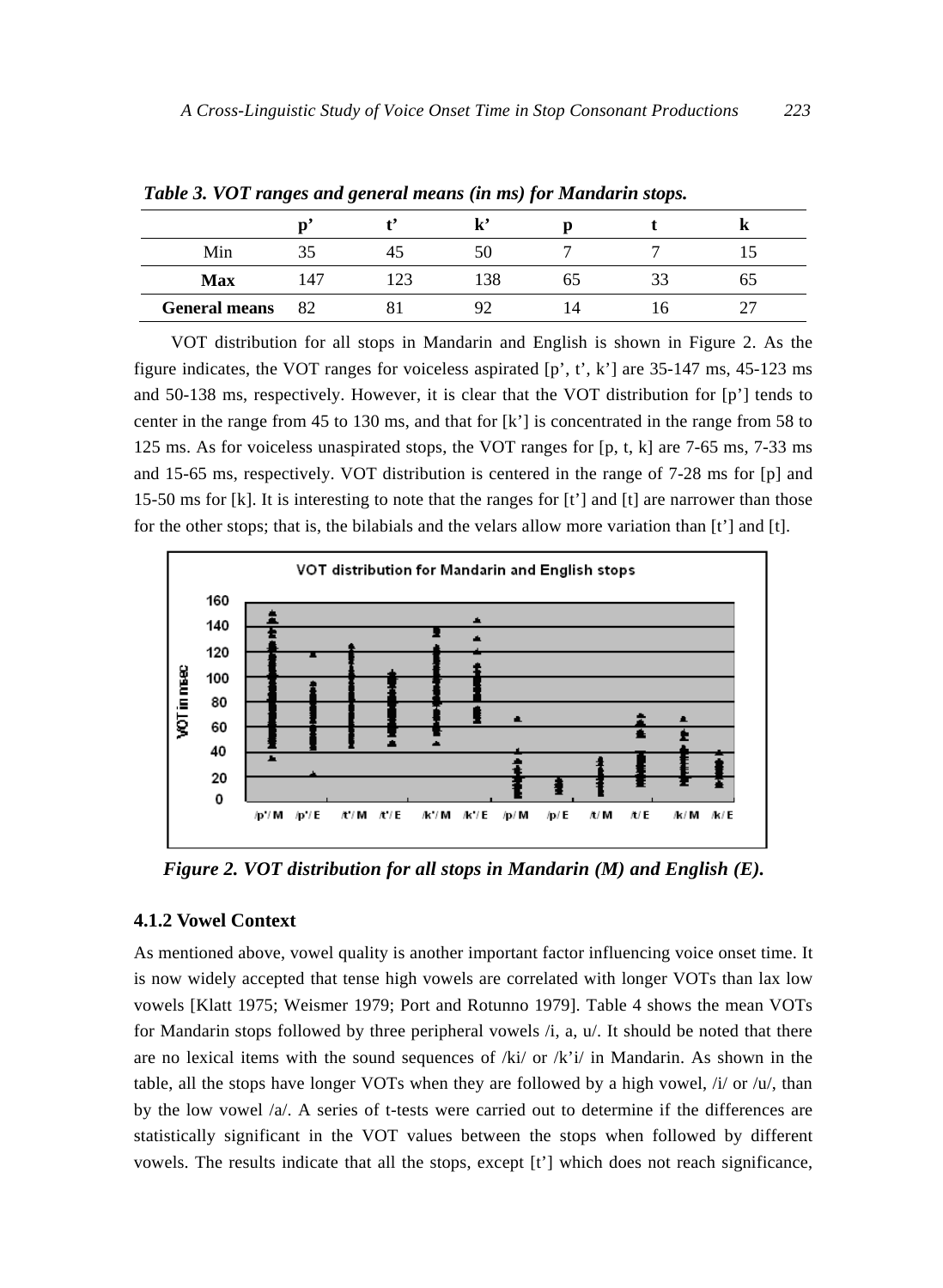*Table 3. VOT ranges and general means (in ms) for Mandarin stops.*

| | p’ | t’ | k’ | p | t | k |
|---|---|---|---|---|---|---|
| Min | 35 | 45 | 50 | 7 | 7 | 15 |
| **Max** | 147 | 123 | 138 | 65 | 33 | 65 |
| **General means** | 82 | 81 | 92 | 14 | 16 | 27 |

VOT distribution for all stops in Mandarin and English is shown in Figure 2. As the figure indicates, the VOT ranges for voiceless aspirated [p’, t’, k’] are 35-147 ms, 45-123 ms and 50-138 ms, respectively. However, it is clear that the VOT distribution for [p’] tends to center in the range from 45 to 130 ms, and that for [k’] is concentrated in the range from 58 to 125 ms. As for voiceless unaspirated stops, the VOT ranges for [p, t, k] are 7-65 ms, 7-33 ms and 15-65 ms, respectively. VOT distribution is centered in the range of 7-28 ms for [p] and 15-50 ms for [k]. It is interesting to note that the ranges for [t’] and [t] are narrower than those for the other stops; that is, the bilabials and the velars allow more variation than [t’] and [t].

***Figure 2. VOT distribution for all stops in Mandarin (M) and English (E).***

### 4.1.2 Vowel Context

As mentioned above, vowel quality is another important factor influencing voice onset time. It is now widely accepted that tense high vowels are correlated with longer VOTs than lax low vowels [Klatt 1975; Weismer 1979; Port and Rotunno 1979]. Table 4 shows the mean VOTs for Mandarin stops followed by three peripheral vowels /i, a, u/. It should be noted that there are no lexical items with the sound sequences of /ki/ or /k’i/ in Mandarin. As shown in the table, all the stops have longer VOTs when they are followed by a high vowel, /i/ or /u/, than by the low vowel /a/. A series of t-tests were carried out to determine if the differences are statistically significant in the VOT values between the stops when followed by different vowels. The results indicate that all the stops, except [t’] which does not reach significance,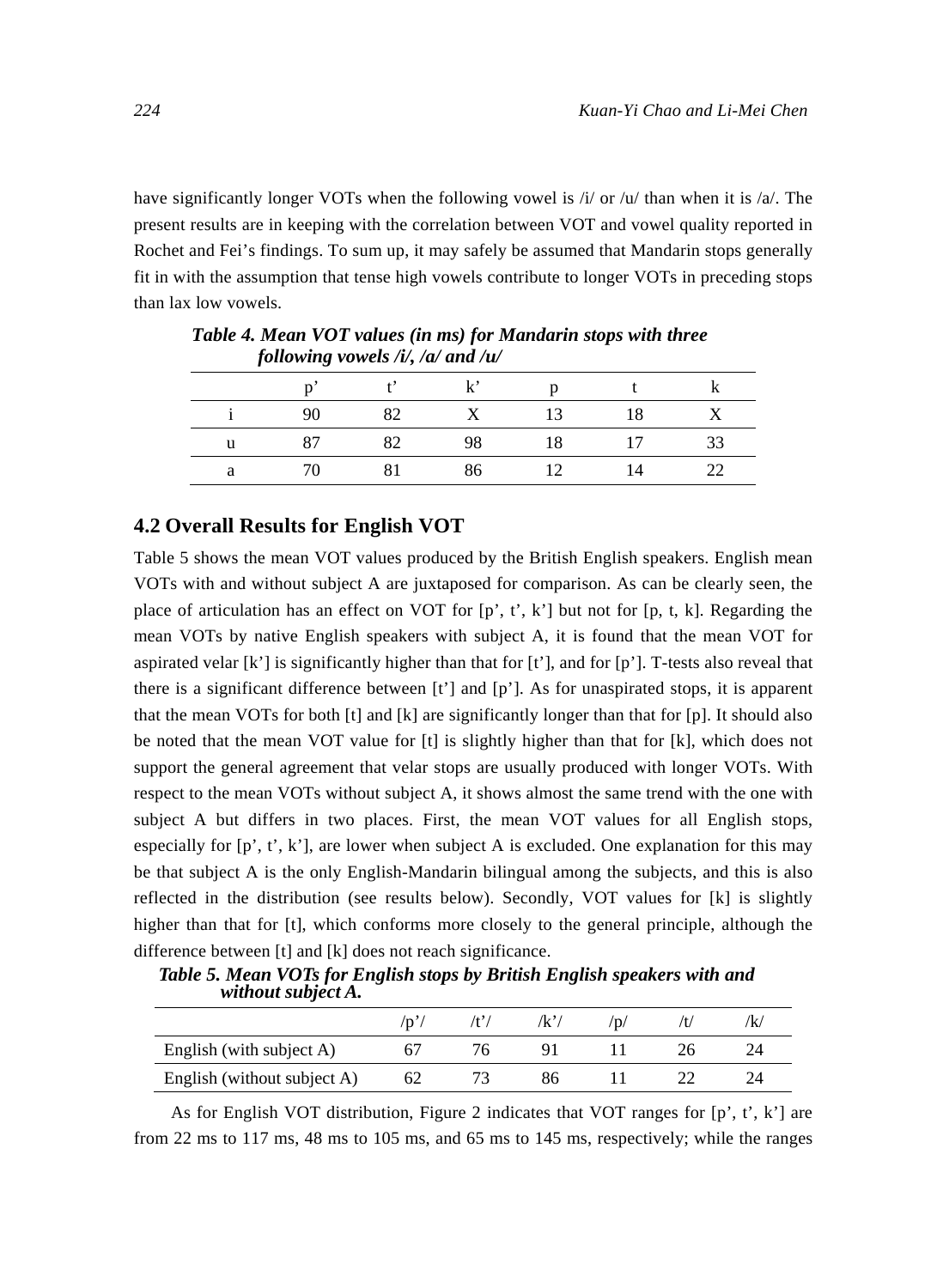have significantly longer VOTs when the following vowel is /i/ or /u/ than when it is /a/. The present results are in keeping with the correlation between VOT and vowel quality reported in Rochet and Fei's findings. To sum up, it may safely be assumed that Mandarin stops generally fit in with the assumption that tense high vowels contribute to longer VOTs in preceding stops than lax low vowels.

***Table 4. Mean VOT values (in ms) for Mandarin stops with three following vowels /i/, /a/ and /u/***

| | p' | t' | k' | p | t | k |
|---|---|---|---|---|---|---|
| i | 90 | 82 | X | 13 | 18 | X |
| u | 87 | 82 | 98 | 18 | 17 | 33 |
| a | 70 | 81 | 86 | 12 | 14 | 22 |

## 4.2 Overall Results for English VOT

Table 5 shows the mean VOT values produced by the British English speakers. English mean VOTs with and without subject A are juxtaposed for comparison. As can be clearly seen, the place of articulation has an effect on VOT for [p', t', k'] but not for [p, t, k]. Regarding the mean VOTs by native English speakers with subject A, it is found that the mean VOT for aspirated velar [k'] is significantly higher than that for [t'], and for [p']. T-tests also reveal that there is a significant difference between [t'] and [p']. As for unaspirated stops, it is apparent that the mean VOTs for both [t] and [k] are significantly longer than that for [p]. It should also be noted that the mean VOT value for [t] is slightly higher than that for [k], which does not support the general agreement that velar stops are usually produced with longer VOTs. With respect to the mean VOTs without subject A, it shows almost the same trend with the one with subject A but differs in two places. First, the mean VOT values for all English stops, especially for [p', t', k'], are lower when subject A is excluded. One explanation for this may be that subject A is the only English-Mandarin bilingual among the subjects, and this is also reflected in the distribution (see results below). Secondly, VOT values for [k] is slightly higher than that for [t], which conforms more closely to the general principle, although the difference between [t] and [k] does not reach significance.

***Table 5. Mean VOTs for English stops by British English speakers with and without subject A.***

| | /p'/ | /t'/ | /k'/ | /p/ | /t/ | /k/ |
|---|---|---|---|---|---|---|
| English (with subject A) | 67 | 76 | 91 | 11 | 26 | 24 |
| English (without subject A) | 62 | 73 | 86 | 11 | 22 | 24 |

As for English VOT distribution, Figure 2 indicates that VOT ranges for [p', t', k'] are from 22 ms to 117 ms, 48 ms to 105 ms, and 65 ms to 145 ms, respectively; while the ranges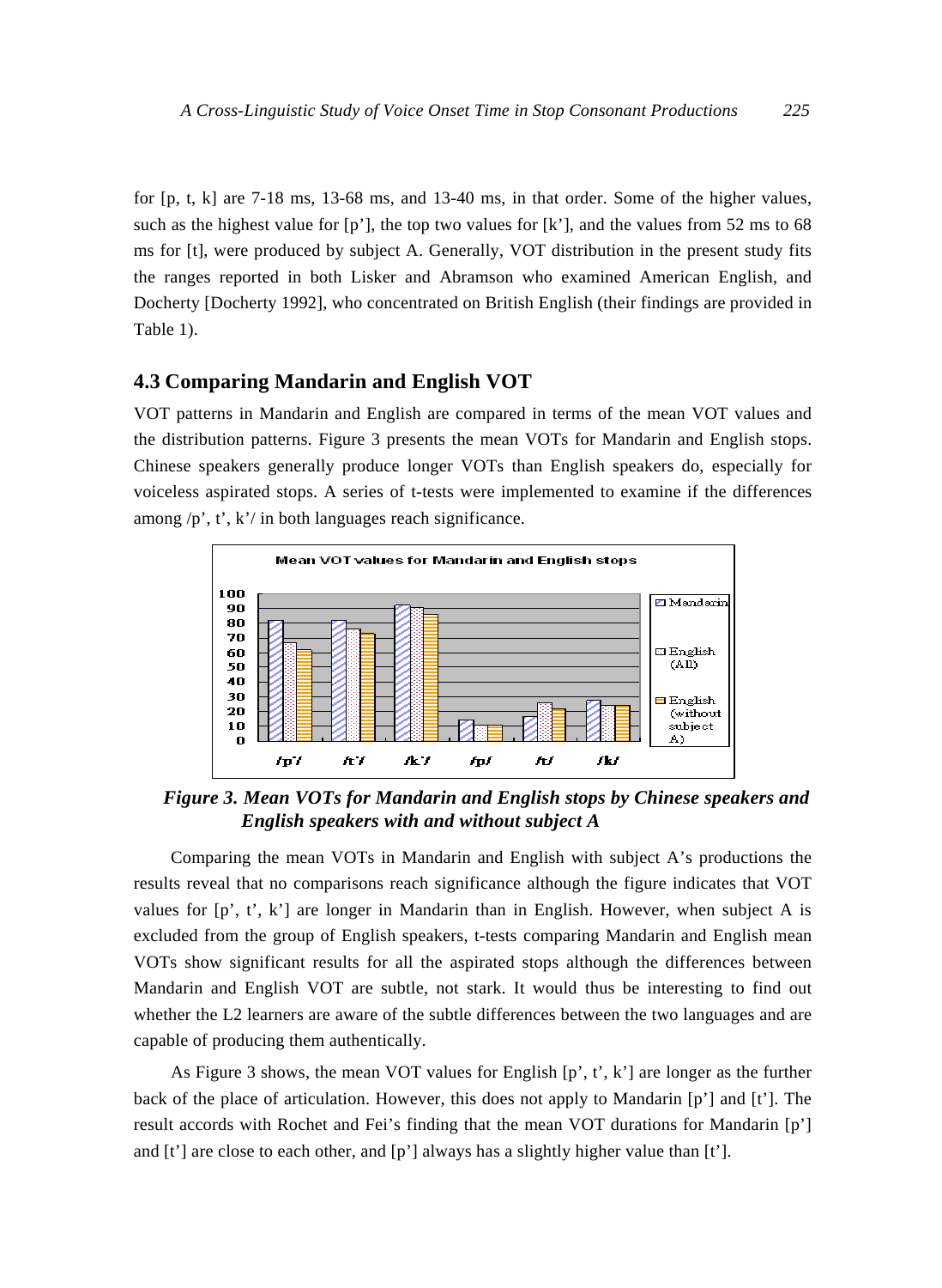for [p, t, k] are 7-18 ms, 13-68 ms, and 13-40 ms, in that order. Some of the higher values, such as the highest value for [p'], the top two values for [k'], and the values from 52 ms to 68 ms for [t], were produced by subject A. Generally, VOT distribution in the present study fits the ranges reported in both Lisker and Abramson who examined American English, and Docherty [Docherty 1992], who concentrated on British English (their findings are provided in Table 1).

### 4.3 Comparing Mandarin and English VOT

VOT patterns in Mandarin and English are compared in terms of the mean VOT values and the distribution patterns. Figure 3 presents the mean VOTs for Mandarin and English stops. Chinese speakers generally produce longer VOTs than English speakers do, especially for voiceless aspirated stops. A series of t-tests were implemented to examine if the differences among /p', t', k'/ in both languages reach significance.

**Figure 3. Mean VOTs for Mandarin and English stops by Chinese speakers and English speakers with and without subject A**

Comparing the mean VOTs in Mandarin and English with subject A's productions the results reveal that no comparisons reach significance although the figure indicates that VOT values for [p', t', k'] are longer in Mandarin than in English. However, when subject A is excluded from the group of English speakers, t-tests comparing Mandarin and English mean VOTs show significant results for all the aspirated stops although the differences between Mandarin and English VOT are subtle, not stark. It would thus be interesting to find out whether the L2 learners are aware of the subtle differences between the two languages and are capable of producing them authentically.

As Figure 3 shows, the mean VOT values for English [p', t', k'] are longer as the further back of the place of articulation. However, this does not apply to Mandarin [p'] and [t']. The result accords with Rochet and Fei's finding that the mean VOT durations for Mandarin [p'] and [t'] are close to each other, and [p'] always has a slightly higher value than [t'].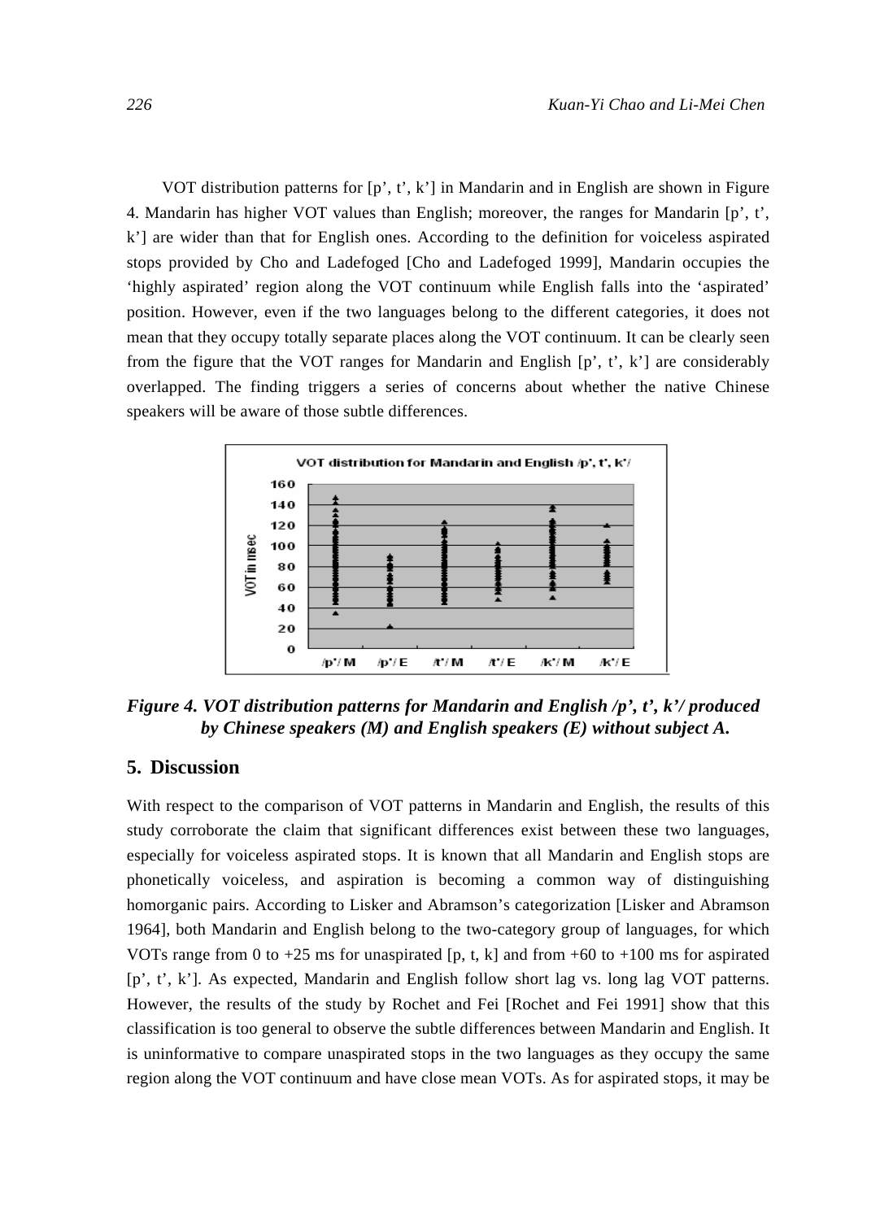VOT distribution patterns for [p’, t’, k’] in Mandarin and in English are shown in Figure 4. Mandarin has higher VOT values than English; moreover, the ranges for Mandarin [p’, t’, k’] are wider than that for English ones. According to the definition for voiceless aspirated stops provided by Cho and Ladefoged [Cho and Ladefoged 1999], Mandarin occupies the ‘highly aspirated’ region along the VOT continuum while English falls into the ‘aspirated’ position. However, even if the two languages belong to the different categories, it does not mean that they occupy totally separate places along the VOT continuum. It can be clearly seen from the figure that the VOT ranges for Mandarin and English [p’, t’, k’] are considerably overlapped. The finding triggers a series of concerns about whether the native Chinese speakers will be aware of those subtle differences.

***Figure 4. VOT distribution patterns for Mandarin and English /p’, t’, k’/ produced by Chinese speakers (M) and English speakers (E) without subject A.***

## 5. Discussion

With respect to the comparison of VOT patterns in Mandarin and English, the results of this study corroborate the claim that significant differences exist between these two languages, especially for voiceless aspirated stops. It is known that all Mandarin and English stops are phonetically voiceless, and aspiration is becoming a common way of distinguishing homorganic pairs. According to Lisker and Abramson’s categorization [Lisker and Abramson 1964], both Mandarin and English belong to the two-category group of languages, for which VOTs range from 0 to +25 ms for unaspirated [p, t, k] and from +60 to +100 ms for aspirated [p’, t’, k’]. As expected, Mandarin and English follow short lag vs. long lag VOT patterns. However, the results of the study by Rochet and Fei [Rochet and Fei 1991] show that this classification is too general to observe the subtle differences between Mandarin and English. It is uninformative to compare unaspirated stops in the two languages as they occupy the same region along the VOT continuum and have close mean VOTs. As for aspirated stops, it may be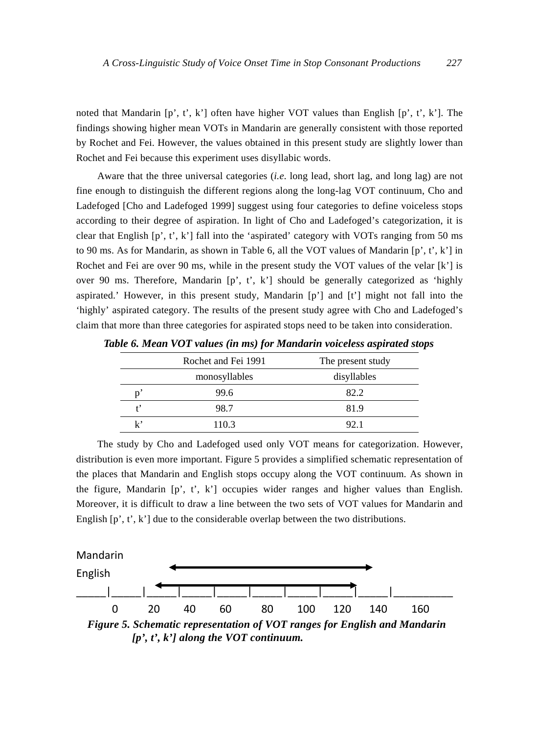noted that Mandarin [p’, t’, k’] often have higher VOT values than English [p’, t’, k’]. The findings showing higher mean VOTs in Mandarin are generally consistent with those reported by Rochet and Fei. However, the values obtained in this present study are slightly lower than Rochet and Fei because this experiment uses disyllabic words.

Aware that the three universal categories (*i.e*. long lead, short lag, and long lag) are not fine enough to distinguish the different regions along the long-lag VOT continuum, Cho and Ladefoged [Cho and Ladefoged 1999] suggest using four categories to define voiceless stops according to their degree of aspiration. In light of Cho and Ladefoged’s categorization, it is clear that English [p’, t’, k’] fall into the ‘aspirated’ category with VOTs ranging from 50 ms to 90 ms. As for Mandarin, as shown in Table 6, all the VOT values of Mandarin [p’, t’, k’] in Rochet and Fei are over 90 ms, while in the present study the VOT values of the velar [k’] is over 90 ms. Therefore, Mandarin [p’, t’, k’] should be generally categorized as ‘highly aspirated.’ However, in this present study, Mandarin [p’] and [t’] might not fall into the ‘highly’ aspirated category. The results of the present study agree with Cho and Ladefoged’s claim that more than three categories for aspirated stops need to be taken into consideration.

***Table 6. Mean VOT values (in ms) for Mandarin voiceless aspirated stops***

| | Rochet and Fei 1991 | The present study |
|---|---|---|
| | monosyllables | disyllables |
| p’ | 99.6 | 82.2 |
| t’ | 98.7 | 81.9 |
| k’ | 110.3 | 92.1 |

The study by Cho and Ladefoged used only VOT means for categorization. However, distribution is even more important. Figure 5 provides a simplified schematic representation of the places that Mandarin and English stops occupy along the VOT continuum. As shown in the figure, Mandarin [p’, t’, k’] occupies wider ranges and higher values than English. Moreover, it is difficult to draw a line between the two sets of VOT values for Mandarin and English [p’, t’, k’] due to the considerable overlap between the two distributions.

```
Mandarin
English              <------------------------------------------->
_____|_____|_____|_____|_____|_____|_____|_____|_____|_____|__________
           <------------------------------------------->
     0     20    40    60     80    100   120   140    160
```

***Figure 5. Schematic representation of VOT ranges for English and Mandarin [p’, t’, k’] along the VOT continuum.***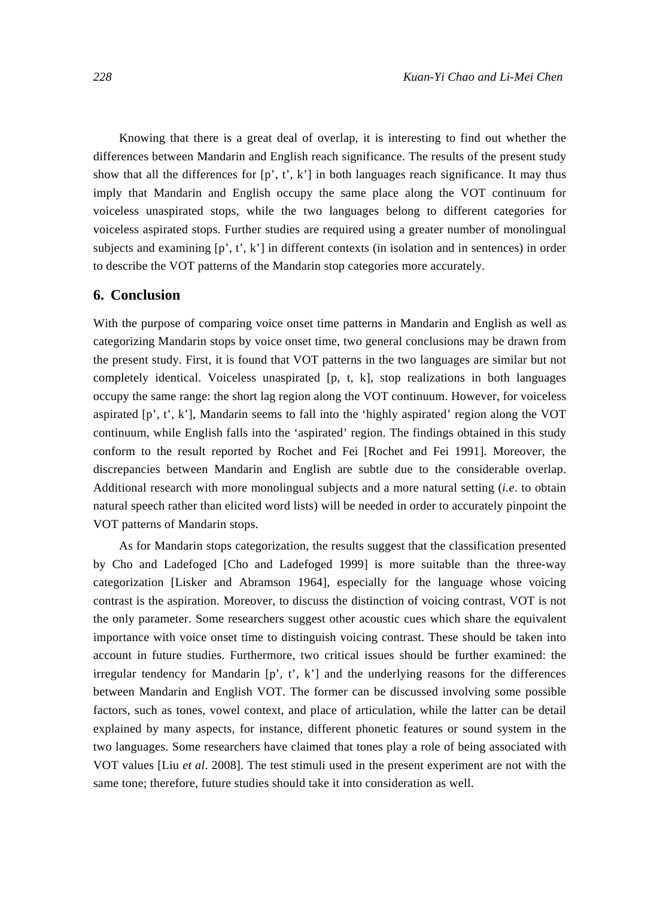Knowing that there is a great deal of overlap, it is interesting to find out whether the differences between Mandarin and English reach significance. The results of the present study show that all the differences for [p’, t’, k’] in both languages reach significance. It may thus imply that Mandarin and English occupy the same place along the VOT continuum for voiceless unaspirated stops, while the two languages belong to different categories for voiceless aspirated stops. Further studies are required using a greater number of monolingual subjects and examining [p’, t’, k’] in different contexts (in isolation and in sentences) in order to describe the VOT patterns of the Mandarin stop categories more accurately.

## 6. Conclusion

With the purpose of comparing voice onset time patterns in Mandarin and English as well as categorizing Mandarin stops by voice onset time, two general conclusions may be drawn from the present study. First, it is found that VOT patterns in the two languages are similar but not completely identical. Voiceless unaspirated [p, t, k], stop realizations in both languages occupy the same range: the short lag region along the VOT continuum. However, for voiceless aspirated [p’, t’, k’], Mandarin seems to fall into the ‘highly aspirated’ region along the VOT continuum, while English falls into the ‘aspirated’ region. The findings obtained in this study conform to the result reported by Rochet and Fei [Rochet and Fei 1991]. Moreover, the discrepancies between Mandarin and English are subtle due to the considerable overlap. Additional research with more monolingual subjects and a more natural setting (*i.e*. to obtain natural speech rather than elicited word lists) will be needed in order to accurately pinpoint the VOT patterns of Mandarin stops.

As for Mandarin stops categorization, the results suggest that the classification presented by Cho and Ladefoged [Cho and Ladefoged 1999] is more suitable than the three-way categorization [Lisker and Abramson 1964], especially for the language whose voicing contrast is the aspiration. Moreover, to discuss the distinction of voicing contrast, VOT is not the only parameter. Some researchers suggest other acoustic cues which share the equivalent importance with voice onset time to distinguish voicing contrast. These should be taken into account in future studies. Furthermore, two critical issues should be further examined: the irregular tendency for Mandarin [p’, t’, k’] and the underlying reasons for the differences between Mandarin and English VOT. The former can be discussed involving some possible factors, such as tones, vowel context, and place of articulation, while the latter can be detail explained by many aspects, for instance, different phonetic features or sound system in the two languages. Some researchers have claimed that tones play a role of being associated with VOT values [Liu *et al*. 2008]. The test stimuli used in the present experiment are not with the same tone; therefore, future studies should take it into consideration as well.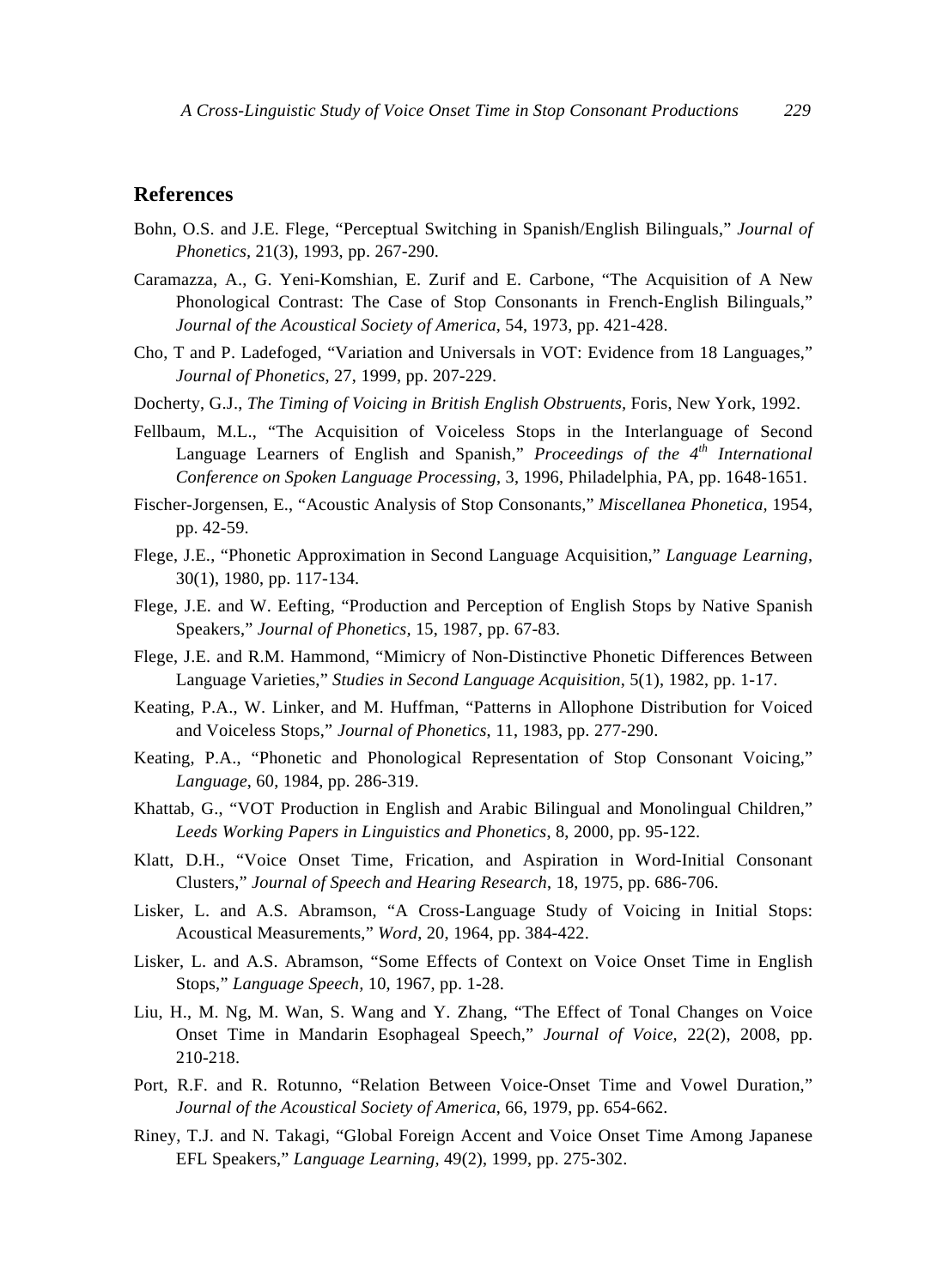## References

Bohn, O.S. and J.E. Flege, "Perceptual Switching in Spanish/English Bilinguals," *Journal of Phonetics*, 21(3), 1993, pp. 267-290.

Caramazza, A., G. Yeni-Komshian, E. Zurif and E. Carbone, "The Acquisition of A New Phonological Contrast: The Case of Stop Consonants in French-English Bilinguals," *Journal of the Acoustical Society of America*, 54, 1973, pp. 421-428.

Cho, T and P. Ladefoged, "Variation and Universals in VOT: Evidence from 18 Languages," *Journal of Phonetics*, 27, 1999, pp. 207-229.

Docherty, G.J., *The Timing of Voicing in British English Obstruents*, Foris, New York, 1992.

Fellbaum, M.L., "The Acquisition of Voiceless Stops in the Interlanguage of Second Language Learners of English and Spanish," *Proceedings of the 4th International Conference on Spoken Language Processing*, 3, 1996, Philadelphia, PA, pp. 1648-1651.

Fischer-Jorgensen, E., "Acoustic Analysis of Stop Consonants," *Miscellanea Phonetica,* 1954, pp. 42-59.

Flege, J.E., "Phonetic Approximation in Second Language Acquisition," *Language Learning*, 30(1), 1980, pp. 117-134.

Flege, J.E. and W. Eefting, "Production and Perception of English Stops by Native Spanish Speakers," *Journal of Phonetics*, 15, 1987, pp. 67-83.

Flege, J.E. and R.M. Hammond, "Mimicry of Non-Distinctive Phonetic Differences Between Language Varieties," *Studies in Second Language Acquisition*, 5(1), 1982, pp. 1-17.

Keating, P.A., W. Linker, and M. Huffman, "Patterns in Allophone Distribution for Voiced and Voiceless Stops," *Journal of Phonetics*, 11, 1983, pp. 277-290.

Keating, P.A., "Phonetic and Phonological Representation of Stop Consonant Voicing," *Language*, 60, 1984, pp. 286-319.

Khattab, G., "VOT Production in English and Arabic Bilingual and Monolingual Children," *Leeds Working Papers in Linguistics and Phonetics*, 8, 2000, pp. 95-122.

Klatt, D.H., "Voice Onset Time, Frication, and Aspiration in Word-Initial Consonant Clusters," *Journal of Speech and Hearing Research*, 18, 1975, pp. 686-706.

Lisker, L. and A.S. Abramson, "A Cross-Language Study of Voicing in Initial Stops: Acoustical Measurements," *Word*, 20, 1964, pp. 384-422.

Lisker, L. and A.S. Abramson, "Some Effects of Context on Voice Onset Time in English Stops," *Language Speech,* 10, 1967, pp. 1-28.

Liu, H., M. Ng, M. Wan, S. Wang and Y. Zhang, "The Effect of Tonal Changes on Voice Onset Time in Mandarin Esophageal Speech," *Journal of Voice*, 22(2), 2008, pp. 210-218.

Port, R.F. and R. Rotunno, "Relation Between Voice-Onset Time and Vowel Duration," *Journal of the Acoustical Society of America*, 66, 1979, pp. 654-662.

Riney, T.J. and N. Takagi, "Global Foreign Accent and Voice Onset Time Among Japanese EFL Speakers," *Language Learning*, 49(2), 1999, pp. 275-302.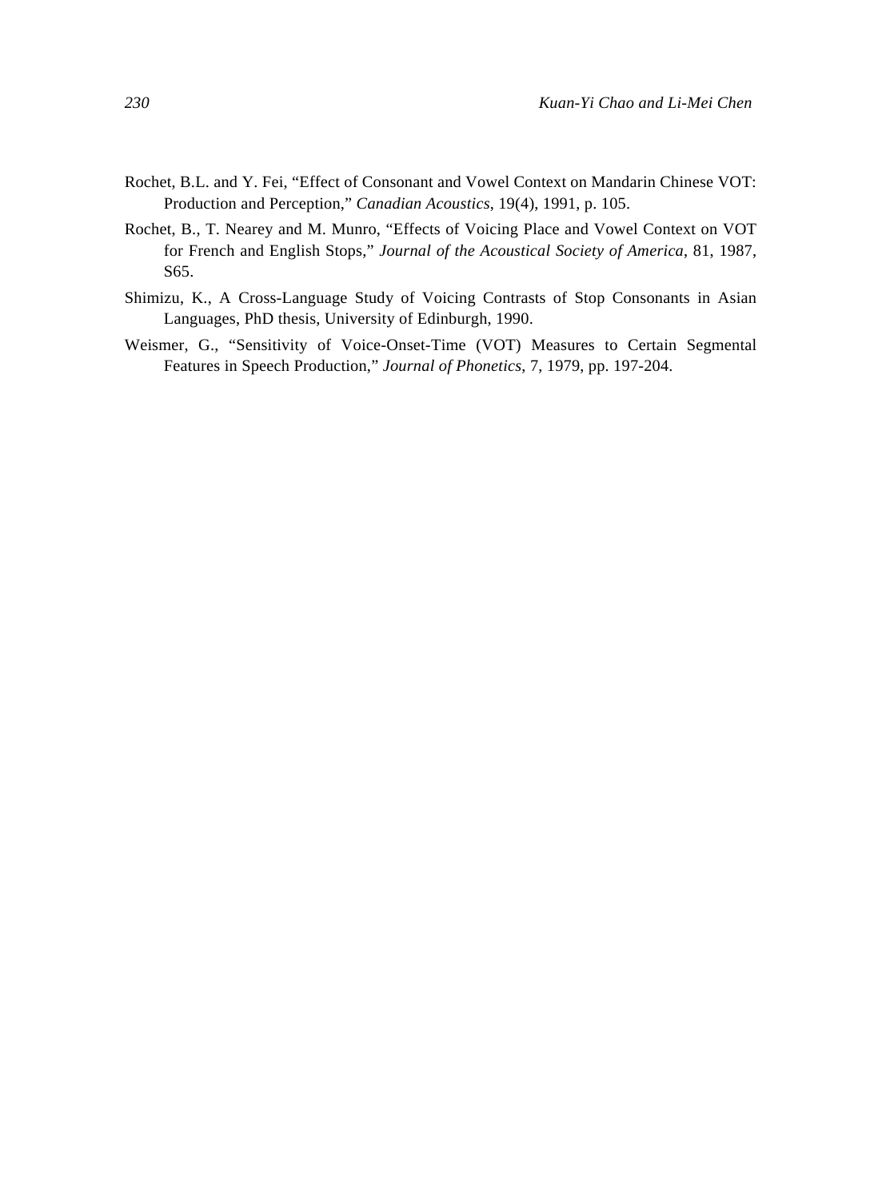Rochet, B.L. and Y. Fei, “Effect of Consonant and Vowel Context on Mandarin Chinese VOT: Production and Perception,” *Canadian Acoustics*, 19(4), 1991, p. 105.

Rochet, B., T. Nearey and M. Munro, “Effects of Voicing Place and Vowel Context on VOT for French and English Stops,” *Journal of the Acoustical Society of America*, 81, 1987, S65.

Shimizu, K., A Cross-Language Study of Voicing Contrasts of Stop Consonants in Asian Languages, PhD thesis, University of Edinburgh, 1990.

Weismer, G., “Sensitivity of Voice-Onset-Time (VOT) Measures to Certain Segmental Features in Speech Production,” *Journal of Phonetics*, 7, 1979, pp. 197-204.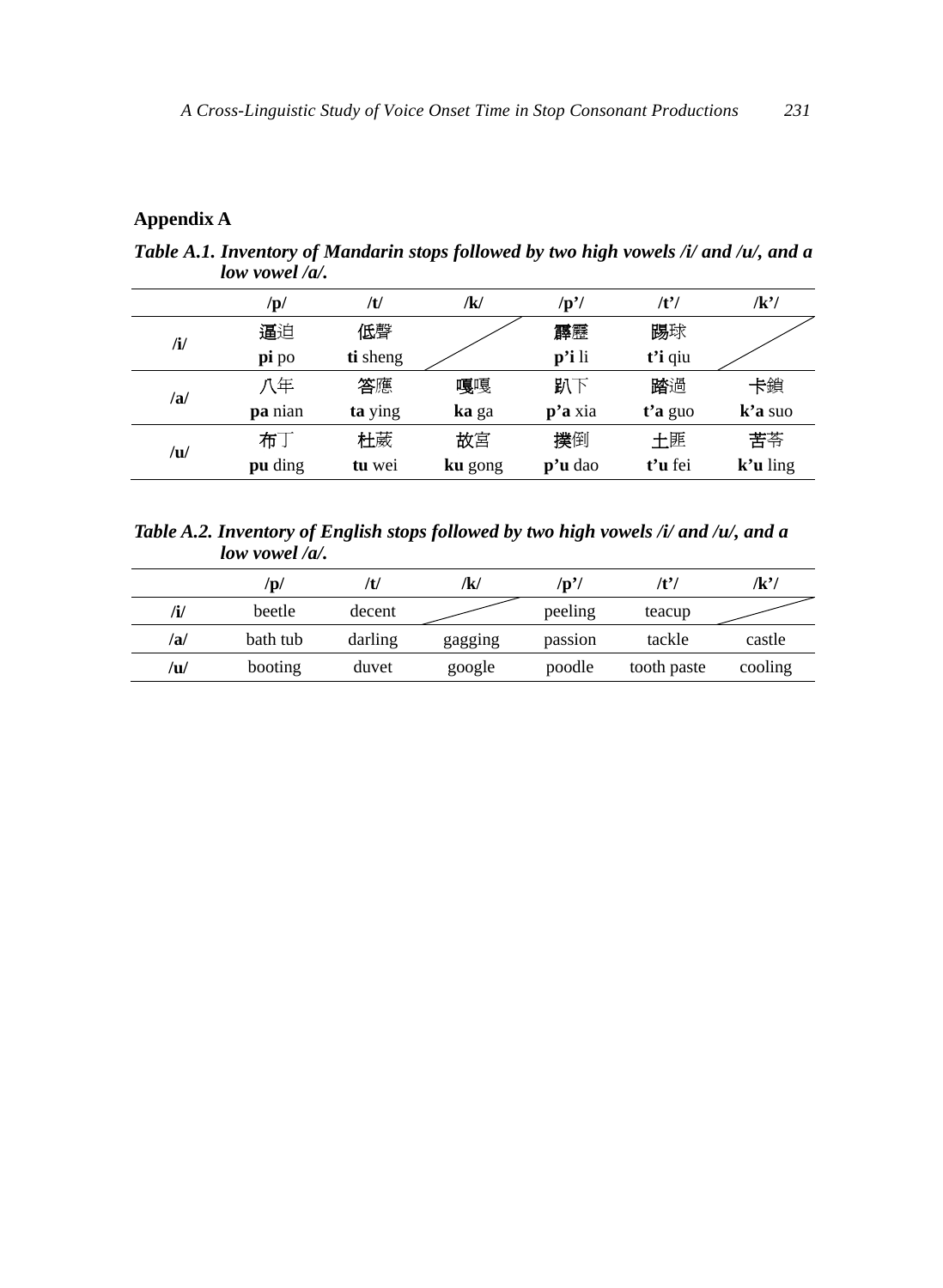## Appendix A

***Table A.1. Inventory of Mandarin stops followed by two high vowels /i/ and /u/, and a low vowel /a/.***

| | **/p/** | **/t/** | **/k/** | **/p'/** | **/t'/** | **/k'/** |
|---|---|---|---|---|---|---|
| **/i/** | 逼迫<br>**pi** po | 低聲<br>**ti** sheng | | 霹靂<br>**p'i** li | 踢球<br>**t'i** qiu | |
| **/a/** | 八年<br>**pa** nian | 答應<br>**ta** ying | 嘎嘎<br>**ka** ga | 趴下<br>**p'a** xia | 踏過<br>**t'a** guo | 卡鎖<br>**k'a** suo |
| **/u/** | 布丁<br>**pu** ding | 杜葳<br>**tu** wei | 故宮<br>**ku** gong | 撲倒<br>**p'u** dao | 土匪<br>**t'u** fei | 苦苓<br>**k'u** ling |

***Table A.2. Inventory of English stops followed by two high vowels /i/ and /u/, and a low vowel /a/.***

| | **/p/** | **/t/** | **/k/** | **/p'/** | **/t'/** | **/k'/** |
|---|---|---|---|---|---|---|
| **/i/** | beetle | decent | | peeling | teacup | |
| **/a/** | bath tub | darling | gagging | passion | tackle | castle |
| **/u/** | booting | duvet | google | poodle | tooth paste | cooling |